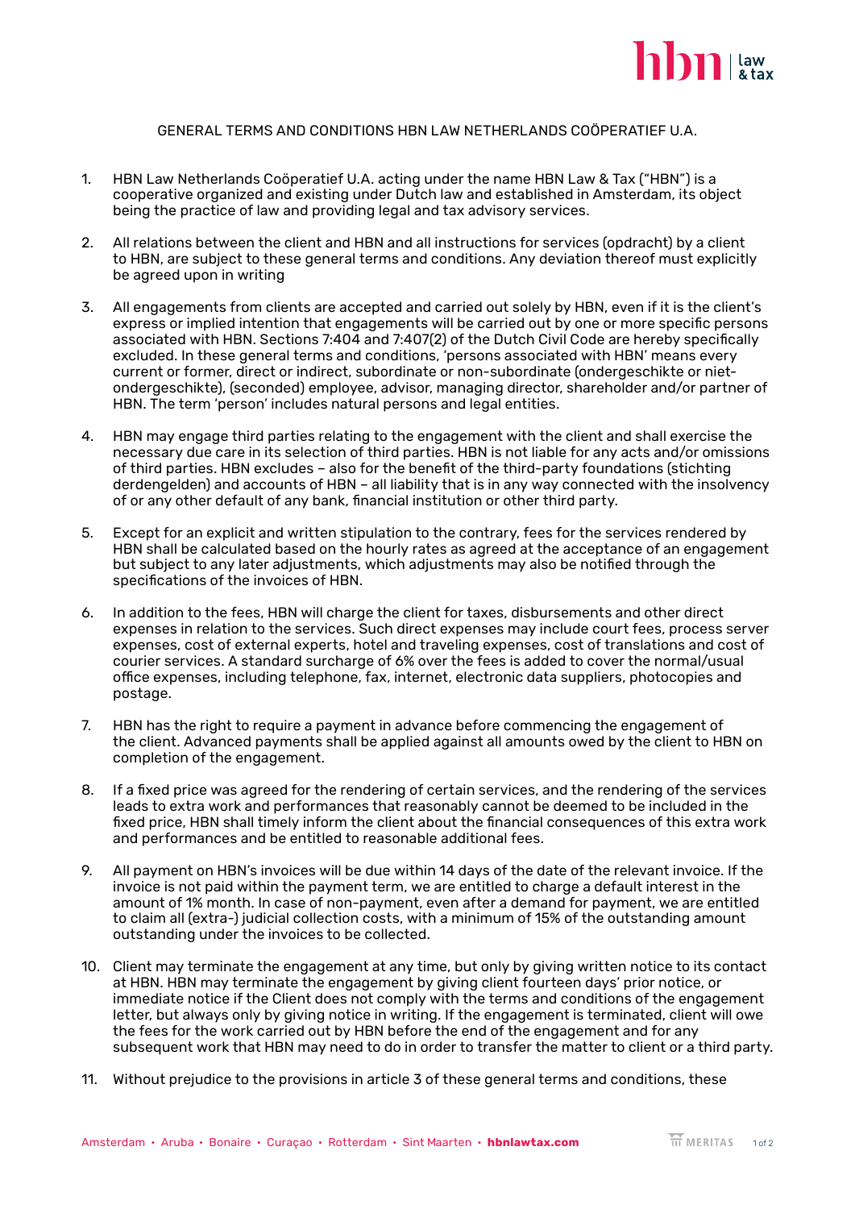# GENERAL TERMS AND CONDITIONS HBN LAW NETHERLANDS COÖPERATIEF U.A.

1. HBN Law Netherlands Coöperatief U.A. acting under the name HBN Law & Tax ("HBN") is a cooperative organized and existing under Dutch law and established in Amsterdam, its object being the practice of law and providing legal and tax advisory services.

2. All relations between the client and HBN and all instructions for services (opdracht) by a client to HBN, are subject to these general terms and conditions. Any deviation thereof must explicitly be agreed upon in writing

3. All engagements from clients are accepted and carried out solely by HBN, even if it is the client's express or implied intention that engagements will be carried out by one or more specific persons associated with HBN. Sections 7:404 and 7:407(2) of the Dutch Civil Code are hereby specifically excluded. In these general terms and conditions, 'persons associated with HBN' means every current or former, direct or indirect, subordinate or non-subordinate (ondergeschikte or niet-ondergeschikte), (seconded) employee, advisor, managing director, shareholder and/or partner of HBN. The term 'person' includes natural persons and legal entities.

4. HBN may engage third parties relating to the engagement with the client and shall exercise the necessary due care in its selection of third parties. HBN is not liable for any acts and/or omissions of third parties. HBN excludes – also for the benefit of the third-party foundations (stichting derdengelden) and accounts of HBN – all liability that is in any way connected with the insolvency of or any other default of any bank, financial institution or other third party.

5. Except for an explicit and written stipulation to the contrary, fees for the services rendered by HBN shall be calculated based on the hourly rates as agreed at the acceptance of an engagement but subject to any later adjustments, which adjustments may also be notified through the specifications of the invoices of HBN.

6. In addition to the fees, HBN will charge the client for taxes, disbursements and other direct expenses in relation to the services. Such direct expenses may include court fees, process server expenses, cost of external experts, hotel and traveling expenses, cost of translations and cost of courier services. A standard surcharge of 6% over the fees is added to cover the normal/usual office expenses, including telephone, fax, internet, electronic data suppliers, photocopies and postage.

7. HBN has the right to require a payment in advance before commencing the engagement of the client. Advanced payments shall be applied against all amounts owed by the client to HBN on completion of the engagement.

8. If a fixed price was agreed for the rendering of certain services, and the rendering of the services leads to extra work and performances that reasonably cannot be deemed to be included in the fixed price, HBN shall timely inform the client about the financial consequences of this extra work and performances and be entitled to reasonable additional fees.

9. All payment on HBN's invoices will be due within 14 days of the date of the relevant invoice. If the invoice is not paid within the payment term, we are entitled to charge a default interest in the amount of 1% month. In case of non-payment, even after a demand for payment, we are entitled to claim all (extra-) judicial collection costs, with a minimum of 15% of the outstanding amount outstanding under the invoices to be collected.

10. Client may terminate the engagement at any time, but only by giving written notice to its contact at HBN. HBN may terminate the engagement by giving client fourteen days' prior notice, or immediate notice if the Client does not comply with the terms and conditions of the engagement letter, but always only by giving notice in writing. If the engagement is terminated, client will owe the fees for the work carried out by HBN before the end of the engagement and for any subsequent work that HBN may need to do in order to transfer the matter to client or a third party.

11. Without prejudice to the provisions in article 3 of these general terms and conditions, these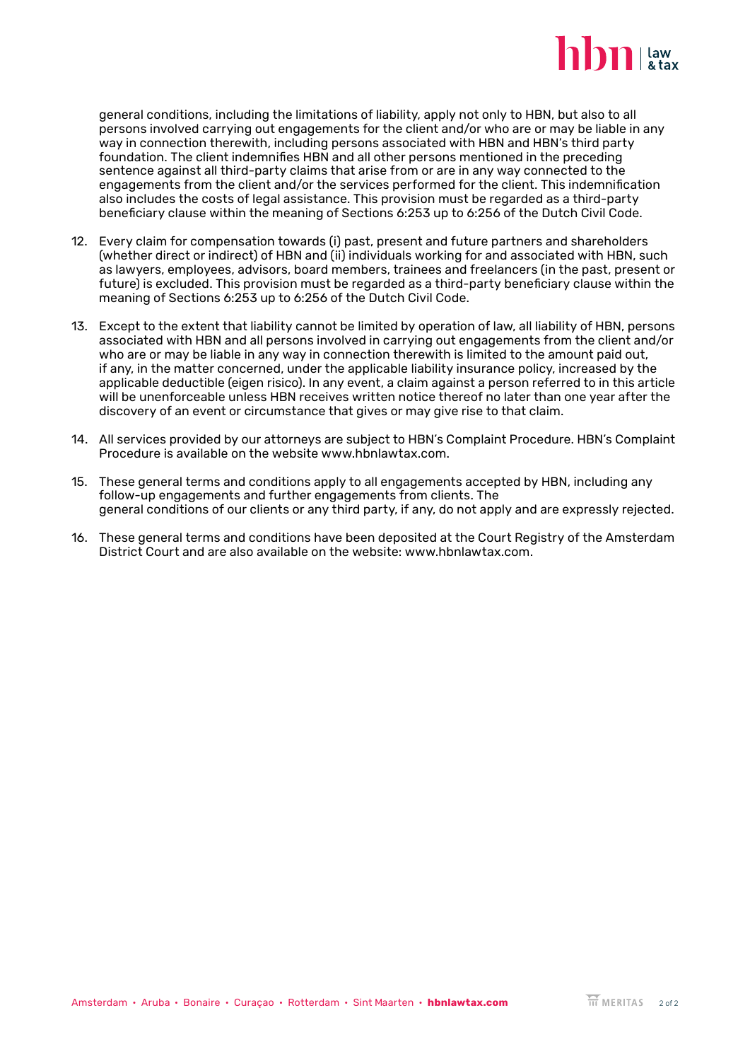general conditions, including the limitations of liability, apply not only to HBN, but also to all persons involved carrying out engagements for the client and/or who are or may be liable in any way in connection therewith, including persons associated with HBN and HBN's third party foundation. The client indemnifies HBN and all other persons mentioned in the preceding sentence against all third-party claims that arise from or are in any way connected to the engagements from the client and/or the services performed for the client. This indemnification also includes the costs of legal assistance. This provision must be regarded as a third-party beneficiary clause within the meaning of Sections 6:253 up to 6:256 of the Dutch Civil Code.

12. Every claim for compensation towards (i) past, present and future partners and shareholders (whether direct or indirect) of HBN and (ii) individuals working for and associated with HBN, such as lawyers, employees, advisors, board members, trainees and freelancers (in the past, present or future) is excluded. This provision must be regarded as a third-party beneficiary clause within the meaning of Sections 6:253 up to 6:256 of the Dutch Civil Code.

13. Except to the extent that liability cannot be limited by operation of law, all liability of HBN, persons associated with HBN and all persons involved in carrying out engagements from the client and/or who are or may be liable in any way in connection therewith is limited to the amount paid out, if any, in the matter concerned, under the applicable liability insurance policy, increased by the applicable deductible (eigen risico). In any event, a claim against a person referred to in this article will be unenforceable unless HBN receives written notice thereof no later than one year after the discovery of an event or circumstance that gives or may give rise to that claim.

14. All services provided by our attorneys are subject to HBN's Complaint Procedure. HBN's Complaint Procedure is available on the website www.hbnlawtax.com.

15. These general terms and conditions apply to all engagements accepted by HBN, including any follow-up engagements and further engagements from clients. The general conditions of our clients or any third party, if any, do not apply and are expressly rejected.

16. These general terms and conditions have been deposited at the Court Registry of the Amsterdam District Court and are also available on the website: www.hbnlawtax.com.